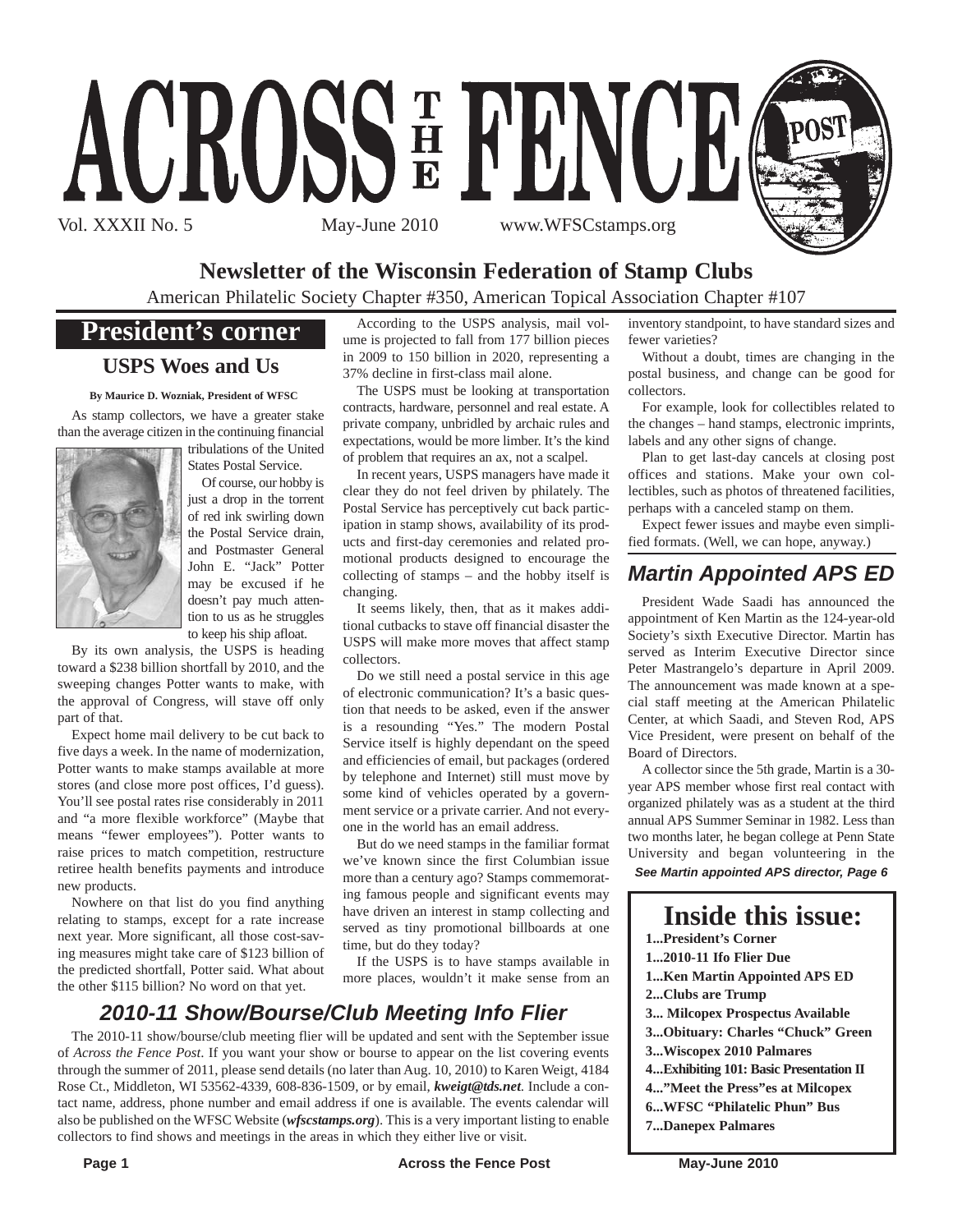# ACROSS THE FENCE POST

Vol. XXXII No. 5 May-June 2010 www.WFSCstamps.org

## Newsletter of the Wisconsin Federation of Stamp Clubs

American Philatelic Society Chapter #350, American Topical Association Chapter #107

## President's corner

### USPS Woes and Us

**By Maurice D. Wozniak, President of WFSC**

As stamp collectors, we have a greater stake than the average citizen in the continuing financial tribulations of the United States Postal Service.

Of course, our hobby is just a drop in the torrent of red ink swirling down the Postal Service drain, and Postmaster General John E. "Jack" Potter may be excused if he doesn't pay much attention to us as he struggles to keep his ship afloat.

By its own analysis, the USPS is heading toward a $238 billion shortfall by 2010, and the sweeping changes Potter wants to make, with the approval of Congress, will stave off only part of that.

Expect home mail delivery to be cut back to five days a week. In the name of modernization, Potter wants to make stamps available at more stores (and close more post offices, I'd guess). You'll see postal rates rise considerably in 2011 and "a more flexible workforce" (Maybe that means "fewer employees"). Potter wants to raise prices to match competition, restructure retiree health benefits payments and introduce new products.

Nowhere on that list do you find anything relating to stamps, except for a rate increase next year. More significant, all those cost-saving measures might take care of $123 billion of the predicted shortfall, Potter said. What about the other $115 billion? No word on that yet.

According to the USPS analysis, mail volume is projected to fall from 177 billion pieces in 2009 to 150 billion in 2020, representing a 37% decline in first-class mail alone.

The USPS must be looking at transportation contracts, hardware, personnel and real estate. A private company, unbridled by archaic rules and expectations, would be more limber. It's the kind of problem that requires an ax, not a scalpel.

In recent years, USPS managers have made it clear they do not feel driven by philately. The Postal Service has perceptively cut back participation in stamp shows, availability of its products and first-day ceremonies and related promotional products designed to encourage the collecting of stamps – and the hobby itself is changing.

It seems likely, then, that as it makes additional cutbacks to stave off financial disaster the USPS will make more moves that affect stamp collectors.

Do we still need a postal service in this age of electronic communication? It's a basic question that needs to be asked, even if the answer is a resounding "Yes." The modern Postal Service itself is highly dependant on the speed and efficiencies of email, but packages (ordered by telephone and Internet) still must move by some kind of vehicles operated by a government service or a private carrier. And not everyone in the world has an email address.

But do we need stamps in the familiar format we've known since the first Columbian issue more than a century ago? Stamps commemorating famous people and significant events may have driven an interest in stamp collecting and served as tiny promotional billboards at one time, but do they today?

If the USPS is to have stamps available in more places, wouldn't it make sense from an inventory standpoint, to have standard sizes and fewer varieties?

Without a doubt, times are changing in the postal business, and change can be good for collectors.

For example, look for collectibles related to the changes – hand stamps, electronic imprints, labels and any other signs of change.

Plan to get last-day cancels at closing post offices and stations. Make your own collectibles, such as photos of threatened facilities, perhaps with a canceled stamp on them.

Expect fewer issues and maybe even simplified formats. (Well, we can hope, anyway.)

## *Martin Appointed APS ED*

President Wade Saadi has announced the appointment of Ken Martin as the 124-year-old Society's sixth Executive Director. Martin has served as Interim Executive Director since Peter Mastrangelo's departure in April 2009. The announcement was made known at a special staff meeting at the American Philatelic Center, at which Saadi, and Steven Rod, APS Vice President, were present on behalf of the Board of Directors.

A collector since the 5th grade, Martin is a 30-year APS member whose first real contact with organized philately was as a student at the third annual APS Summer Seminar in 1982. Less than two months later, he began college at Penn State University and began volunteering in the

*See Martin appointed APS director, Page 6*

## *2010-11 Show/Bourse/Club Meeting Info Flier*

The 2010-11 show/bourse/club meeting flier will be updated and sent with the September issue of *Across the Fence Post*. If you want your show or bourse to appear on the list covering events through the summer of 2011, please send details (no later than Aug. 10, 2010) to Karen Weigt, 4184 Rose Ct., Middleton, WI 53562-4339, 608-836-1509, or by email, ***kweigt@tds.net***. Include a contact name, address, phone number and email address if one is available. The events calendar will also be published on the WFSC Website (***wfscstamps.org***). This is a very important listing to enable collectors to find shows and meetings in the areas in which they either live or visit.

## Inside this issue:

- **1...President's Corner**
- **1...2010-11 Ifo Flier Due**
- **1...Ken Martin Appointed APS ED**
- **2...Clubs are Trump**
- **3... Milcopex Prospectus Available**
- **3...Obituary: Charles "Chuck" Green**
- **3...Wiscopex 2010 Palmares**
- **4...Exhibiting 101: Basic Presentation II**
- **4..."Meet the Press"es at Milcopex**
- **6...WFSC "Philatelic Phun" Bus**
- **7...Danepex Palmares**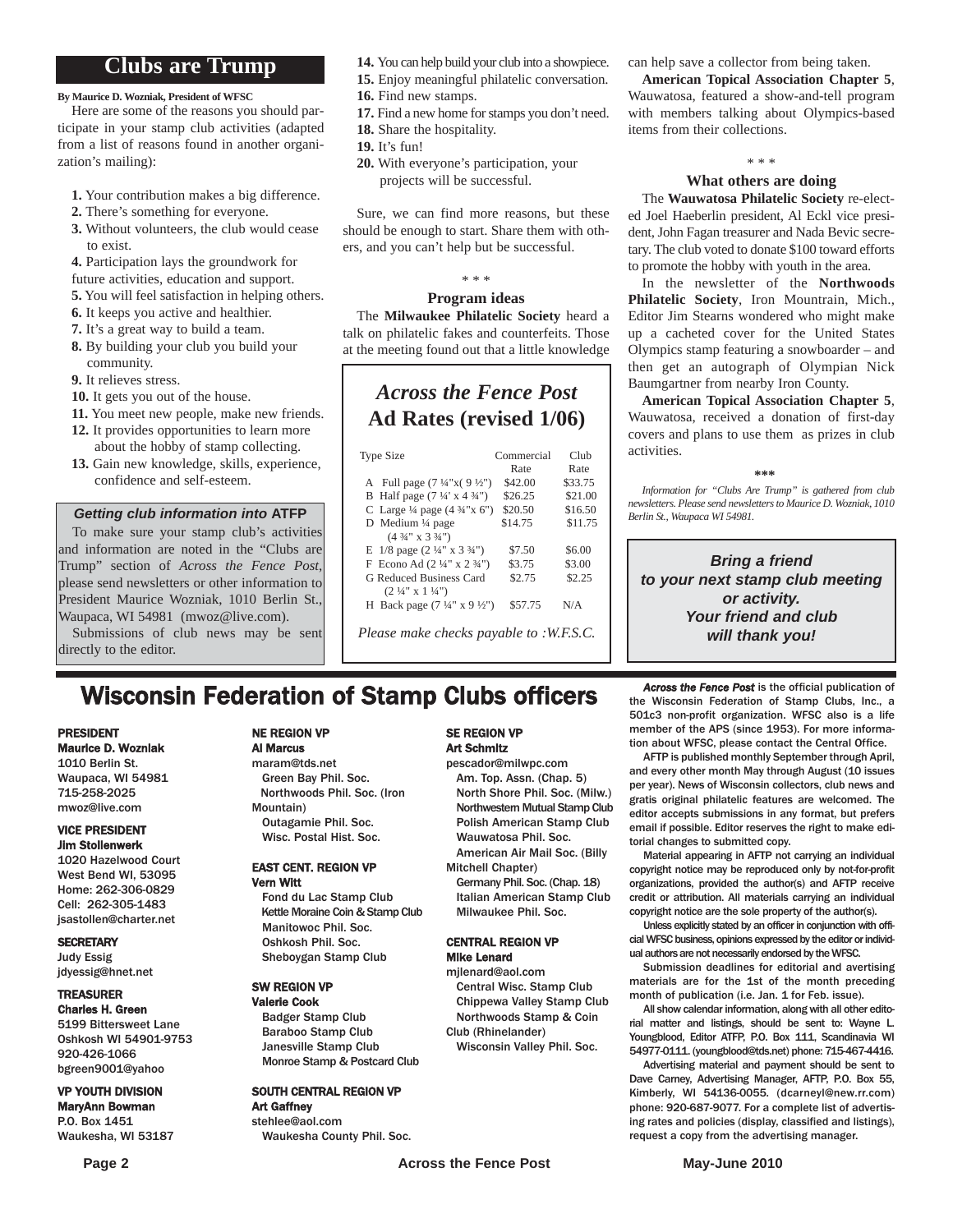## Clubs are Trump

**By Maurice D. Wozniak, President of WFSC**

Here are some of the reasons you should participate in your stamp club activities (adapted from a list of reasons found in another organization's mailing):

**1.** Your contribution makes a big difference.
**2.** There's something for everyone.
**3.** Without volunteers, the club would cease to exist.
**4.** Participation lays the groundwork for future activities, education and support.
**5.** You will feel satisfaction in helping others.
**6.** It keeps you active and healthier.
**7.** It's a great way to build a team.
**8.** By building your club you build your community.
**9.** It relieves stress.
**10.** It gets you out of the house.
**11.** You meet new people, make new friends.
**12.** It provides opportunities to learn more about the hobby of stamp collecting.
**13.** Gain new knowledge, skills, experience, confidence and self-esteem.
**14.** You can help build your club into a showpiece.
**15.** Enjoy meaningful philatelic conversation.
**16.** Find new stamps.
**17.** Find a new home for stamps you don't need.
**18.** Share the hospitality.
**19.** It's fun!
**20.** With everyone's participation, your projects will be successful.

Sure, we can find more reasons, but these should be enough to start. Share them with others, and you can't help but be successful.

\* \* \*

### Program ideas

The **Milwaukee Philatelic Society** heard a talk on philatelic fakes and counterfeits. Those at the meeting found out that a little knowledge can help save a collector from being taken.

**American Topical Association Chapter 5**, Wauwatosa, featured a show-and-tell program with members talking about Olympics-based items from their collections.

\* \* \*

### What others are doing

The **Wauwatosa Philatelic Society** re-elected Joel Haeberlin president, Al Eckl vice president, John Fagan treasurer and Nada Bevic secretary. The club voted to donate $100 toward efforts to promote the hobby with youth in the area.

In the newsletter of the **Northwoods Philatelic Society**, Iron Mountrain, Mich., Editor Jim Stearns wondered who might make up a cacheted cover for the United States Olympics stamp featuring a snowboarder – and then get an autograph of Olympian Nick Baumgartner from nearby Iron County.

**American Topical Association Chapter 5**, Wauwatosa, received a donation of first-day covers and plans to use them as prizes in club activities.

\*\*\*

*Information for "Clubs Are Trump" is gathered from club newsletters. Please send newsletters to Maurice D. Wozniak, 1010 Berlin St., Waupaca WI 54981.*

#### *Getting club information into* ATFP

To make sure your stamp club's activities and information are noted in the "Clubs are Trump" section of *Across the Fence Post*, please send newsletters or other information to President Maurice Wozniak, 1010 Berlin St., Waupaca, WI 54981 (mwoz@live.com).

Submissions of club news may be sent directly to the editor.

### *Across the Fence Post* Ad Rates (revised 1/06)

| Type Size | Commercial Rate | Club Rate |
|---|---|---|
| A Full page (7 ¼"x( 9 ½") | $42.00 | $33.75 |
| B Half page (7 ¼' x 4 ¾") | $26.25 | $21.00 |
| C Large ¼ page (4 ¾"x 6") | $20.50 | $16.50 |
| D Medium ¼ page (4 ¾" x 3 ¾") | $14.75 | $11.75 |
| E 1/8 page (2 ¼" x 3 ¾") | $7.50 | $6.00 |
| F Econo Ad (2 ¼" x 2 ¾") | $3.75 | $3.00 |
| G Reduced Business Card (2 ¼" x 1 ¼") | $2.75 | $2.25 |
| H Back page (7 ¼" x 9 ½") | $57.75 | N/A |

*Please make checks payable to :W.F.S.C.*

***Bring a friend to your next stamp club meeting or activity. Your friend and club will thank you!***

## Wisconsin Federation of Stamp Clubs officers

**PRESIDENT**
**Maurice D. Wozniak**
1010 Berlin St.
Waupaca, WI 54981
715-258-2025
mwoz@live.com

**VICE PRESIDENT**
**Jim Stollenwerk**
1020 Hazelwood Court
West Bend WI, 53095
Home: 262-306-0829
Cell: 262-305-1483
jsastollen@charter.net

**SECRETARY**
Judy Essig
jdyessig@hnet.net

**TREASURER**
**Charles H. Green**
5199 Bittersweet Lane
Oshkosh WI 54901-9753
920-426-1066
bgreen9001@yahoo

**VP YOUTH DIVISION**
**MaryAnn Bowman**
P.O. Box 1451
Waukesha, WI 53187

**NE REGION VP**
**Al Marcus**
maram@tds.net
Green Bay Phil. Soc.
Northwoods Phil. Soc. (Iron Mountain)
Outagamie Phil. Soc.
Wisc. Postal Hist. Soc.

**EAST CENT. REGION VP**
**Vern Witt**
Fond du Lac Stamp Club
Kettle Moraine Coin & Stamp Club
Manitowoc Phil. Soc.
Oshkosh Phil. Soc.
Sheboygan Stamp Club

**SW REGION VP**
**Valerie Cook**
Badger Stamp Club
Baraboo Stamp Club
Janesville Stamp Club
Monroe Stamp & Postcard Club

**SOUTH CENTRAL REGION VP**
**Art Gaffney**
stehlee@aol.com
Waukesha County Phil. Soc.

**SE REGION VP**
**Art Schmitz**
pescador@milwpc.com
Am. Top. Assn. (Chap. 5)
North Shore Phil. Soc. (Milw.)
Northwestern Mutual Stamp Club
Polish American Stamp Club
Wauwatosa Phil. Soc.
American Air Mail Soc. (Billy Mitchell Chapter)
Germany Phil. Soc. (Chap. 18)
Italian American Stamp Club
Milwaukee Phil. Soc.

**CENTRAL REGION VP**
**Mike Lenard**
mjlenard@aol.com
Central Wisc. Stamp Club
Chippewa Valley Stamp Club
Northwoods Stamp & Coin Club (Rhinelander)
Wisconsin Valley Phil. Soc.

***Across the Fence Post*** is the official publication of the Wisconsin Federation of Stamp Clubs, Inc., a 501c3 non-profit organization. WFSC also is a life member of the APS (since 1953). For more information about WFSC, please contact the Central Office.

AFTP is published monthly September through April, and every other month May through August (10 issues per year). News of Wisconsin collectors, club news and gratis original philatelic features are welcomed. The editor accepts submissions in any format, but prefers email if possible. Editor reserves the right to make editorial changes to submitted copy.

Material appearing in AFTP not carrying an individual copyright notice may be reproduced only by not-for-profit organizations, provided the author(s) and AFTP receive credit or attribution. All materials carrying an individual copyright notice are the sole property of the author(s).

Unless explicitly stated by an officer in conjunction with official WFSC business, opinions expressed by the editor or individual authors are not necessarily endorsed by the WFSC.

Submission deadlines for editorial and avertising materials are for the 1st of the month preceding month of publication (i.e. Jan. 1 for Feb. issue).

All show calendar information, along with all other editorial matter and listings, should be sent to: Wayne L. Youngblood, Editor ATFP, P.O. Box 111, Scandinavia WI 54977-0111. (youngblood@tds.net) phone: 715-467-4416.

Advertising material and payment should be sent to Dave Carney, Advertising Manager, AFTP, P.O. Box 55, Kimberly, WI 54136-0055. (dcarneyl@new.rr.com) phone: 920-687-9077. For a complete list of advertising rates and policies (display, classified and listings), request a copy from the advertising manager.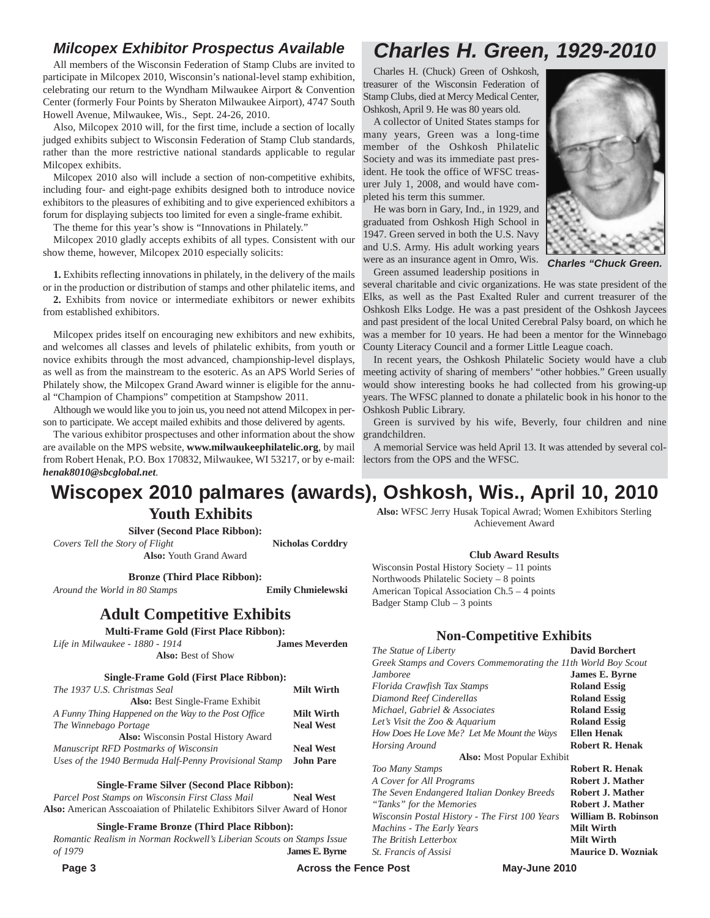## Milcopex Exhibitor Prospectus Available

All members of the Wisconsin Federation of Stamp Clubs are invited to participate in Milcopex 2010, Wisconsin's national-level stamp exhibition, celebrating our return to the Wyndham Milwaukee Airport & Convention Center (formerly Four Points by Sheraton Milwaukee Airport), 4747 South Howell Avenue, Milwaukee, Wis., Sept. 24-26, 2010.

Also, Milcopex 2010 will, for the first time, include a section of locally judged exhibits subject to Wisconsin Federation of Stamp Club standards, rather than the more restrictive national standards applicable to regular Milcopex exhibits.

Milcopex 2010 also will include a section of non-competitive exhibits, including four- and eight-page exhibits designed both to introduce novice exhibitors to the pleasures of exhibiting and to give experienced exhibitors a forum for displaying subjects too limited for even a single-frame exhibit.

The theme for this year's show is "Innovations in Philately."

Milcopex 2010 gladly accepts exhibits of all types. Consistent with our show theme, however, Milcopex 2010 especially solicits:

**1.** Exhibits reflecting innovations in philately, in the delivery of the mails or in the production or distribution of stamps and other philatelic items, and

**2.** Exhibits from novice or intermediate exhibitors or newer exhibits from established exhibitors.

Milcopex prides itself on encouraging new exhibitors and new exhibits, and welcomes all classes and levels of philatelic exhibits, from youth or novice exhibits through the most advanced, championship-level displays, as well as from the mainstream to the esoteric. As an APS World Series of Philately show, the Milcopex Grand Award winner is eligible for the annual "Champion of Champions" competition at Stampshow 2011.

Although we would like you to join us, you need not attend Milcopex in person to participate. We accept mailed exhibits and those delivered by agents.

The various exhibitor prospectuses and other information about the show are available on the MPS website, **www.milwaukeephilatelic.org**, by mail from Robert Henak, P.O. Box 170832, Milwaukee, WI 53217, or by e-mail: ***henak8010@sbcglobal.net***.

## Charles H. Green, 1929-2010

Charles H. (Chuck) Green of Oshkosh, treasurer of the Wisconsin Federation of Stamp Clubs, died at Mercy Medical Center, Oshkosh, April 9. He was 80 years old.

A collector of United States stamps for many years, Green was a long-time member of the Oshkosh Philatelic Society and was its immediate past president. He took the office of WFSC treasurer July 1, 2008, and would have completed his term this summer.

He was born in Gary, Ind., in 1929, and graduated from Oshkosh High School in 1947. Green served in both the U.S. Navy and U.S. Army. His adult working years were as an insurance agent in Omro, Wis.

*Charles "Chuck Green.*

Green assumed leadership positions in several charitable and civic organizations. He was state president of the Elks, as well as the Past Exalted Ruler and current treasurer of the Oshkosh Elks Lodge. He was a past president of the Oshkosh Jaycees and past president of the local United Cerebral Palsy board, on which he was a member for 10 years. He had been a mentor for the Winnebago County Literacy Council and a former Little League coach.

In recent years, the Oshkosh Philatelic Society would have a club meeting activity of sharing of members' "other hobbies." Green usually would show interesting books he had collected from his growing-up years. The WFSC planned to donate a philatelic book in his honor to the Oshkosh Public Library.

Green is survived by his wife, Beverly, four children and nine grandchildren.

A memorial Service was held April 13. It was attended by several collectors from the OPS and the WFSC.

# Wiscopex 2010 palmares (awards), Oshkosh, Wis., April 10, 2010

### Youth Exhibits

**Silver (Second Place Ribbon):**

*Covers Tell the Story of Flight* — **Nicholas Corddry**
**Also:** Youth Grand Award

**Bronze (Third Place Ribbon):**

*Around the World in 80 Stamps* — **Emily Chmielewski**

### Adult Competitive Exhibits

**Multi-Frame Gold (First Place Ribbon):**

*Life in Milwaukee - 1880 - 1914* — **James Meverden**
**Also:** Best of Show

**Single-Frame Gold (First Place Ribbon):**

*The 1937 U.S. Christmas Seal* — **Milt Wirth**
**Also:** Best Single-Frame Exhibit
*A Funny Thing Happened on the Way to the Post Office* — **Milt Wirth**
*The Winnebago Portage* — **Neal West**
**Also:** Wisconsin Postal History Award
*Manuscript RFD Postmarks of Wisconsin* — **Neal West**
*Uses of the 1940 Bermuda Half-Penny Provisional Stamp* — **John Pare**

**Single-Frame Silver (Second Place Ribbon):**

*Parcel Post Stamps on Wisconsin First Class Mail* — **Neal West**
**Also:** American Asscoaiation of Philatelic Exhibitors Silver Award of Honor

**Single-Frame Bronze (Third Place Ribbon):**

*Romantic Realism in Norman Rockwell's Liberian Scouts on Stamps Issue of 1979* — **James E. Byrne**
**Also:** WFSC Jerry Husak Topical Awrad; Women Exhibitors Sterling Achievement Award

**Club Award Results**

Wisconsin Postal History Society – 11 points
Northwoods Philatelic Society – 8 points
American Topical Association Ch.5 – 4 points
Badger Stamp Club – 3 points

### Non-Competitive Exhibits

*The Statue of Liberty* — **David Borchert**
*Greek Stamps and Covers Commemorating the 11th World Boy Scout Jamboree* — **James E. Byrne**
*Florida Crawfish Tax Stamps* — **Roland Essig**
*Diamond Reef Cinderellas* — **Roland Essig**
*Michael, Gabriel & Associates* — **Roland Essig**
*Let's Visit the Zoo & Aquarium* — **Roland Essig**
*How Does He Love Me? Let Me Mount the Ways* — **Ellen Henak**
*Horsing Around* — **Robert R. Henak**
**Also:** Most Popular Exhibit
*Too Many Stamps* — **Robert R. Henak**
*A Cover for All Programs* — **Robert J. Mather**
*The Seven Endangered Italian Donkey Breeds* — **Robert J. Mather**
*"Tanks" for the Memories* — **Robert J. Mather**
*Wisconsin Postal History - The First 100 Years* — **William B. Robinson**
*Machins - The Early Years* — **Milt Wirth**
*The British Letterbox* — **Milt Wirth**
*St. Francis of Assisi* — **Maurice D. Wozniak**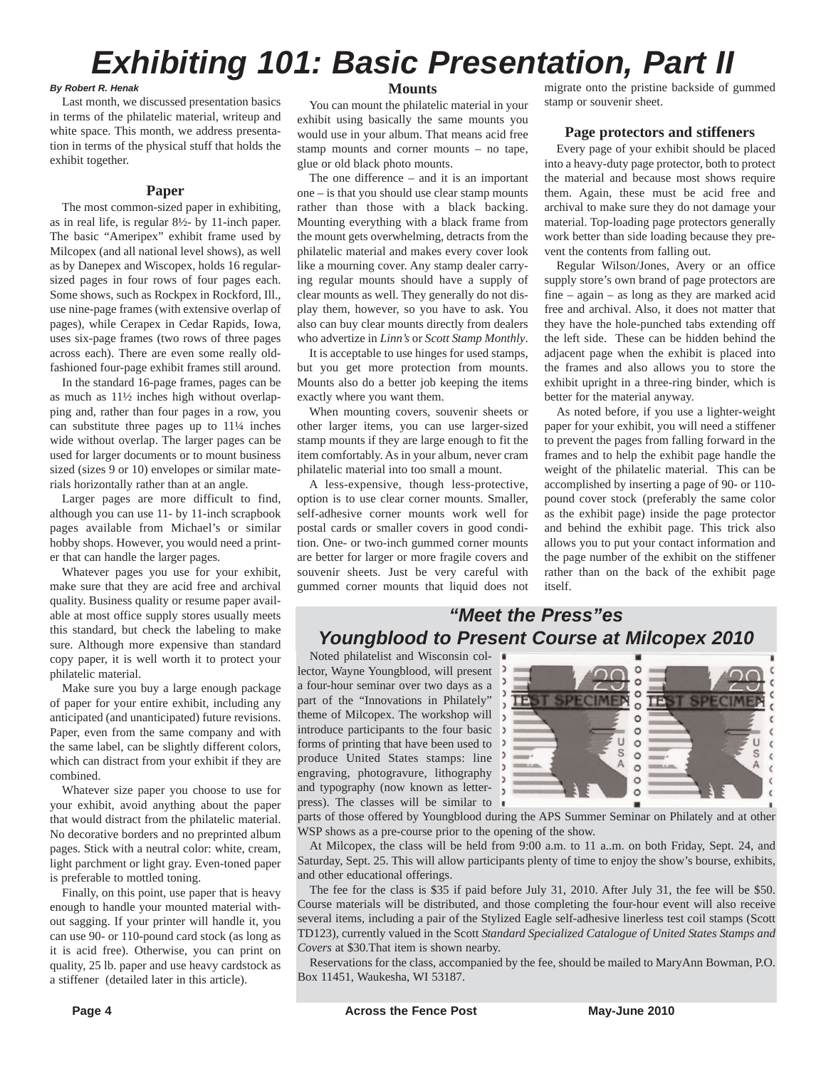# Exhibiting 101: Basic Presentation, Part II

***By Robert R. Henak***

Last month, we discussed presentation basics in terms of the philatelic material, writeup and white space. This month, we address presentation in terms of the physical stuff that holds the exhibit together.

### Paper

The most common-sized paper in exhibiting, as in real life, is regular 8½- by 11-inch paper. The basic "Ameripex" exhibit frame used by Milcopex (and all national level shows), as well as by Danepex and Wiscopex, holds 16 regular-sized pages in four rows of four pages each. Some shows, such as Rockpex in Rockford, Ill., use nine-page frames (with extensive overlap of pages), while Cerapex in Cedar Rapids, Iowa, uses six-page frames (two rows of three pages across each). There are even some really old-fashioned four-page exhibit frames still around.

In the standard 16-page frames, pages can be as much as 11½ inches high without overlapping and, rather than four pages in a row, you can substitute three pages up to 11¼ inches wide without overlap. The larger pages can be used for larger documents or to mount business sized (sizes 9 or 10) envelopes or similar materials horizontally rather than at an angle.

Larger pages are more difficult to find, although you can use 11- by 11-inch scrapbook pages available from Michael's or similar hobby shops. However, you would need a printer that can handle the larger pages.

Whatever pages you use for your exhibit, make sure that they are acid free and archival quality. Business quality or resume paper available at most office supply stores usually meets this standard, but check the labeling to make sure. Although more expensive than standard copy paper, it is well worth it to protect your philatelic material.

Make sure you buy a large enough package of paper for your entire exhibit, including any anticipated (and unanticipated) future revisions. Paper, even from the same company and with the same label, can be slightly different colors, which can distract from your exhibit if they are combined.

Whatever size paper you choose to use for your exhibit, avoid anything about the paper that would distract from the philatelic material. No decorative borders and no preprinted album pages. Stick with a neutral color: white, cream, light parchment or light gray. Even-toned paper is preferable to mottled toning.

Finally, on this point, use paper that is heavy enough to handle your mounted material without sagging. If your printer will handle it, you can use 90- or 110-pound card stock (as long as it is acid free). Otherwise, you can print on quality, 25 lb. paper and use heavy cardstock as a stiffener (detailed later in this article).

### Mounts

You can mount the philatelic material in your exhibit using basically the same mounts you would use in your album. That means acid free stamp mounts and corner mounts – no tape, glue or old black photo mounts.

The one difference – and it is an important one – is that you should use clear stamp mounts rather than those with a black backing. Mounting everything with a black frame from the mount gets overwhelming, detracts from the philatelic material and makes every cover look like a mourning cover. Any stamp dealer carrying regular mounts should have a supply of clear mounts as well. They generally do not display them, however, so you have to ask. You also can buy clear mounts directly from dealers who advertize in *Linn's* or *Scott Stamp Monthly*.

It is acceptable to use hinges for used stamps, but you get more protection from mounts. Mounts also do a better job keeping the items exactly where you want them.

When mounting covers, souvenir sheets or other larger items, you can use larger-sized stamp mounts if they are large enough to fit the item comfortably. As in your album, never cram philatelic material into too small a mount.

A less-expensive, though less-protective, option is to use clear corner mounts. Smaller, self-adhesive corner mounts work well for postal cards or smaller covers in good condition. One- or two-inch gummed corner mounts are better for larger or more fragile covers and souvenir sheets. Just be very careful with gummed corner mounts that liquid does not migrate onto the pristine backside of gummed stamp or souvenir sheet.

### Page protectors and stiffeners

Every page of your exhibit should be placed into a heavy-duty page protector, both to protect the material and because most shows require them. Again, these must be acid free and archival to make sure they do not damage your material. Top-loading page protectors generally work better than side loading because they prevent the contents from falling out.

Regular Wilson/Jones, Avery or an office supply store's own brand of page protectors are fine – again – as long as they are marked acid free and archival. Also, it does not matter that they have the hole-punched tabs extending off the left side. These can be hidden behind the adjacent page when the exhibit is placed into the frames and also allows you to store the exhibit upright in a three-ring binder, which is better for the material anyway.

As noted before, if you use a lighter-weight paper for your exhibit, you will need a stiffener to prevent the pages from falling forward in the frames and to help the exhibit page handle the weight of the philatelic material. This can be accomplished by inserting a page of 90- or 110-pound cover stock (preferably the same color as the exhibit page) inside the page protector and behind the exhibit page. This trick also allows you to put your contact information and the page number of the exhibit on the stiffener rather than on the back of the exhibit page itself.

## *"Meet the Press"es*
## *Youngblood to Present Course at Milcopex 2010*

Noted philatelist and Wisconsin collector, Wayne Youngblood, will present a four-hour seminar over two days as a part of the "Innovations in Philately" theme of Milcopex. The workshop will introduce participants to the four basic forms of printing that have been used to produce United States stamps: line engraving, photogravure, lithography and typography (now known as letterpress). The classes will be similar to parts of those offered by Youngblood during the APS Summer Seminar on Philately and at other WSP shows as a pre-course prior to the opening of the show.

At Milcopex, the class will be held from 9:00 a.m. to 11 a..m. on both Friday, Sept. 24, and Saturday, Sept. 25. This will allow participants plenty of time to enjoy the show's bourse, exhibits, and other educational offerings.

The fee for the class is $35 if paid before July 31, 2010. After July 31, the fee will be $50. Course materials will be distributed, and those completing the four-hour event will also receive several items, including a pair of the Stylized Eagle self-adhesive linerless test coil stamps (Scott TD123), currently valued in the Scott *Standard Specialized Catalogue of United States Stamps and Covers* at $30.That item is shown nearby.

Reservations for the class, accompanied by the fee, should be mailed to MaryAnn Bowman, P.O. Box 11451, Waukesha, WI 53187.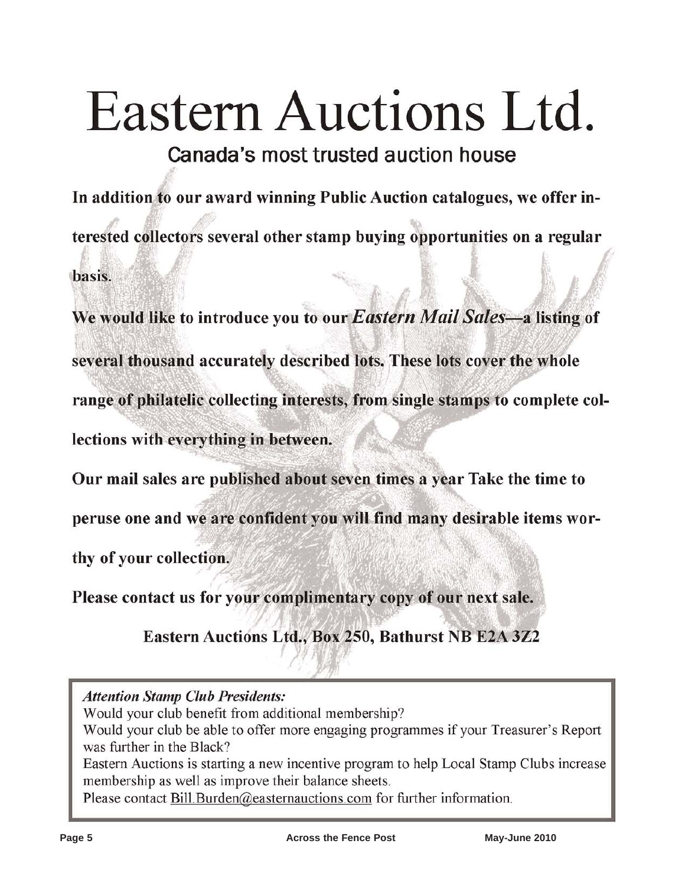# Eastern Auctions Ltd.

## Canada's most trusted auction house

**In addition to our award winning Public Auction catalogues, we offer interested collectors several other stamp buying opportunities on a regular basis.**

**We would like to introduce you to our *Eastern Mail Sales*—a listing of several thousand accurately described lots. These lots cover the whole range of philatelic collecting interests, from single stamps to complete collections with everything in between.**

**Our mail sales are published about seven times a year Take the time to peruse one and we are confident you will find many desirable items worthy of your collection.**

**Please contact us for your complimentary copy of our next sale.**

**Eastern Auctions Ltd., Box 250, Bathurst NB E2A 3Z2**

---

***Attention Stamp Club Presidents:***

Would your club benefit from additional membership?

Would your club be able to offer more engaging programmes if your Treasurer's Report was further in the Black?

Eastern Auctions is starting a new incentive program to help Local Stamp Clubs increase membership as well as improve their balance sheets.

Please contact Bill.Burden@easternauctions.com for further information.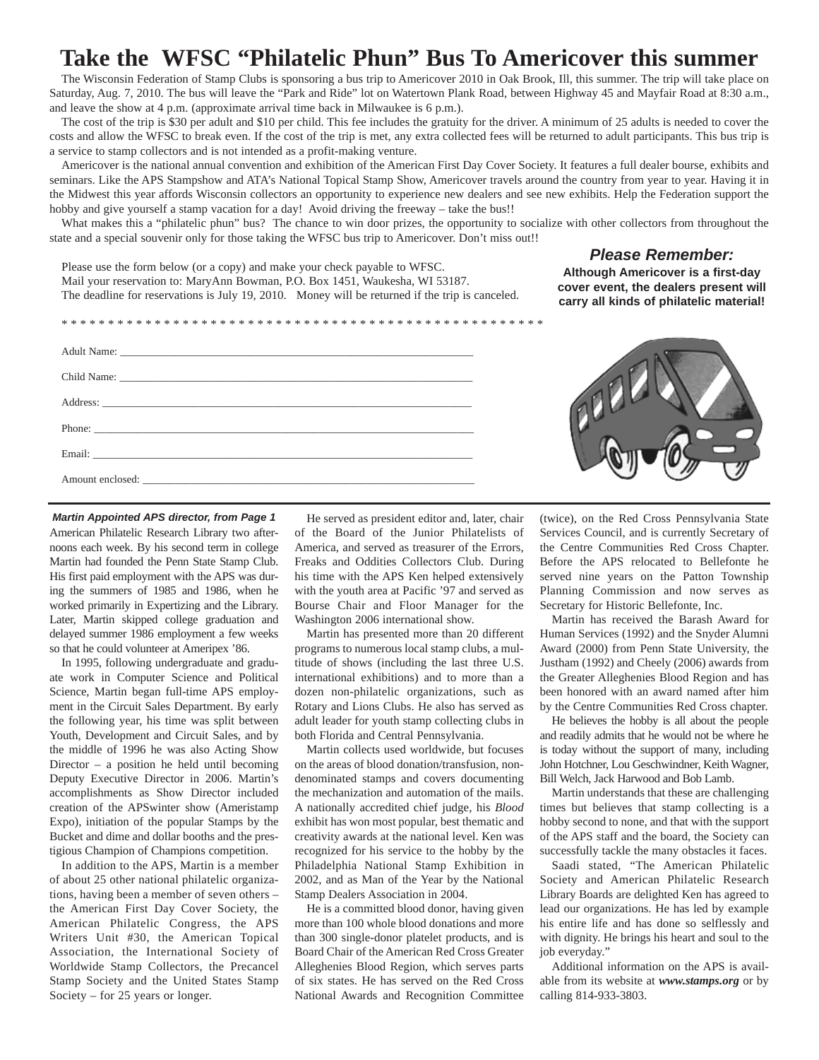# Take the WFSC "Philatelic Phun" Bus To Americover this summer

The Wisconsin Federation of Stamp Clubs is sponsoring a bus trip to Americover 2010 in Oak Brook, Ill, this summer. The trip will take place on Saturday, Aug. 7, 2010. The bus will leave the "Park and Ride" lot on Watertown Plank Road, between Highway 45 and Mayfair Road at 8:30 a.m., and leave the show at 4 p.m. (approximate arrival time back in Milwaukee is 6 p.m.).

The cost of the trip is $30 per adult and $10 per child. This fee includes the gratuity for the driver. A minimum of 25 adults is needed to cover the costs and allow the WFSC to break even. If the cost of the trip is met, any extra collected fees will be returned to adult participants. This bus trip is a service to stamp collectors and is not intended as a profit-making venture.

Americover is the national annual convention and exhibition of the American First Day Cover Society. It features a full dealer bourse, exhibits and seminars. Like the APS Stampshow and ATA's National Topical Stamp Show, Americover travels around the country from year to year. Having it in the Midwest this year affords Wisconsin collectors an opportunity to experience new dealers and see new exhibits. Help the Federation support the hobby and give yourself a stamp vacation for a day! Avoid driving the freeway – take the bus!!

What makes this a "philatelic phun" bus? The chance to win door prizes, the opportunity to socialize with other collectors from throughout the state and a special souvenir only for those taking the WFSC bus trip to Americover. Don't miss out!!

Please use the form below (or a copy) and make your check payable to WFSC.
Mail your reservation to: MaryAnn Bowman, P.O. Box 1451, Waukesha, WI 53187.
The deadline for reservations is July 19, 2010. Money will be returned if the trip is canceled.

***Please Remember:***

**Although Americover is a first-day cover event, the dealers present will carry all kinds of philatelic material!**

* * * * * * * * * * * * * * * * * * * * * * * * * * * * * * * * * * * * * * * * * * * * * * * * * * *

Adult Name: ________________________________________________

Child Name: ________________________________________________

Address: ___________________________________________________

Phone: ____________________________________________________

Email: _____________________________________________________

Amount enclosed: ____________________________________________

***Martin Appointed APS director, from Page 1***

American Philatelic Research Library two afternoons each week. By his second term in college Martin had founded the Penn State Stamp Club. His first paid employment with the APS was during the summers of 1985 and 1986, when he worked primarily in Expertizing and the Library. Later, Martin skipped college graduation and delayed summer 1986 employment a few weeks so that he could volunteer at Ameripex '86.

In 1995, following undergraduate and graduate work in Computer Science and Political Science, Martin began full-time APS employment in the Circuit Sales Department. By early the following year, his time was split between Youth, Development and Circuit Sales, and by the middle of 1996 he was also Acting Show Director – a position he held until becoming Deputy Executive Director in 2006. Martin's accomplishments as Show Director included creation of the APSwinter show (Ameristamp Expo), initiation of the popular Stamps by the Bucket and dime and dollar booths and the prestigious Champion of Champions competition.

In addition to the APS, Martin is a member of about 25 other national philatelic organizations, having been a member of seven others – the American First Day Cover Society, the American Philatelic Congress, the APS Writers Unit #30, the American Topical Association, the International Society of Worldwide Stamp Collectors, the Precancel Stamp Society and the United States Stamp Society – for 25 years or longer.

He served as president editor and, later, chair of the Board of the Junior Philatelists of America, and served as treasurer of the Errors, Freaks and Oddities Collectors Club. During his time with the APS Ken helped extensively with the youth area at Pacific '97 and served as Bourse Chair and Floor Manager for the Washington 2006 international show.

Martin has presented more than 20 different programs to numerous local stamp clubs, a multitude of shows (including the last three U.S. international exhibitions) and to more than a dozen non-philatelic organizations, such as Rotary and Lions Clubs. He also has served as adult leader for youth stamp collecting clubs in both Florida and Central Pennsylvania.

Martin collects used worldwide, but focuses on the areas of blood donation/transfusion, nondenominated stamps and covers documenting the mechanization and automation of the mails. A nationally accredited chief judge, his *Blood* exhibit has won most popular, best thematic and creativity awards at the national level. Ken was recognized for his service to the hobby by the Philadelphia National Stamp Exhibition in 2002, and as Man of the Year by the National Stamp Dealers Association in 2004.

He is a committed blood donor, having given more than 100 whole blood donations and more than 300 single-donor platelet products, and is Board Chair of the American Red Cross Greater Alleghenies Blood Region, which serves parts of six states. He has served on the Red Cross National Awards and Recognition Committee (twice), on the Red Cross Pennsylvania State Services Council, and is currently Secretary of the Centre Communities Red Cross Chapter. Before the APS relocated to Bellefonte he served nine years on the Patton Township Planning Commission and now serves as Secretary for Historic Bellefonte, Inc.

Martin has received the Barash Award for Human Services (1992) and the Snyder Alumni Award (2000) from Penn State University, the Justham (1992) and Cheely (2006) awards from the Greater Alleghenies Blood Region and has been honored with an award named after him by the Centre Communities Red Cross chapter.

He believes the hobby is all about the people and readily admits that he would not be where he is today without the support of many, including John Hotchner, Lou Geschwindner, Keith Wagner, Bill Welch, Jack Harwood and Bob Lamb.

Martin understands that these are challenging times but believes that stamp collecting is a hobby second to none, and that with the support of the APS staff and the board, the Society can successfully tackle the many obstacles it faces.

Saadi stated, "The American Philatelic Society and American Philatelic Research Library Boards are delighted Ken has agreed to lead our organizations. He has led by example his entire life and has done so selflessly and with dignity. He brings his heart and soul to the job everyday."

Additional information on the APS is available from its website at ***www.stamps.org*** or by calling 814-933-3803.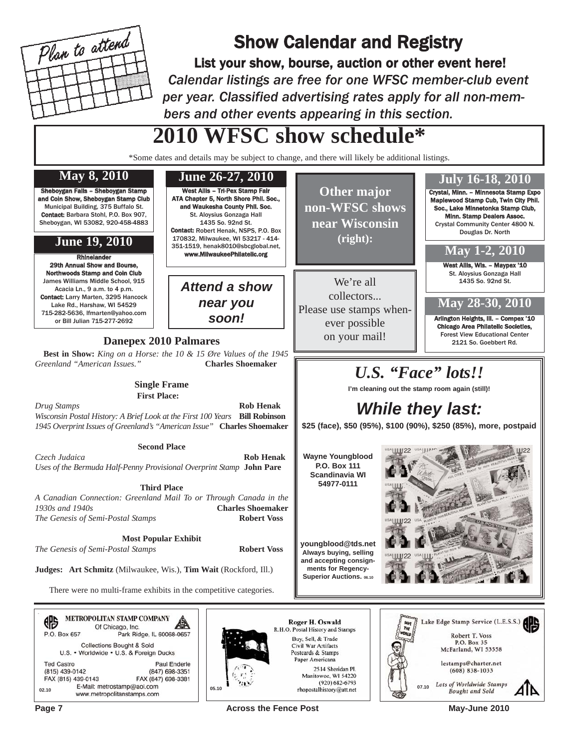Plan to attend

# Show Calendar and Registry

**List your show, bourse, auction or other event here!**

*Calendar listings are free for one WFSC member-club event per year. Classified advertising rates apply for all non-members and other events appearing in this section.*

## 2010 WFSC show schedule*

*Some dates and details may be subject to change, and there will likely be additional listings.

### May 8, 2010

**Sheboygan Falls – Sheboygan Stamp and Coin Show, Sheboygan Stamp Club**
Municipal Building, 375 Buffalo St.
**Contact:** Barbara Stohl, P.O. Box 907, Sheboygan, WI 53082, 920-458-4883

### June 19, 2010

**Rhinelander**
**29th Annual Show and Bourse, Northwoods Stamp and Coin Club**
James Williams Middle School, 915 Acacia Ln., 9 a.m. to 4 p.m.
**Contact:** Larry Marten, 3295 Hancock Lake Rd., Harshaw, WI 54529
715-282-5636, lfmarten@yahoo.com or Bill Julian 715-277-2692

### June 26-27, 2010

**West Allis – Tri-Pex Stamp Fair**
**ATA Chapter 5, North Shore Phil. Soc., and Waukesha County Phil. Soc.**
St. Aloysius Gonzaga Hall
1435 So. 92nd St.
**Contact:** Robert Henak, NSPS, P.O. Box 170832, Milwaukee, WI 53217 - 414-351-1519, henak8010@sbcglobal.net,
**www.MilwaukeePhilatelic.org**

***Attend a show near you soon!***

**Other major non-WFSC shows near Wisconsin (right):**

We're all collectors...
Please use stamps whenever possible on your mail!

### July 16-18, 2010

**Crystal, Minn. – Minnesota Stamp Expo**
**Maplewood Stamp Cub, Twin City Phil. Soc., Lake Minnetonka Stamp Club, Minn. Stamp Dealers Assoc.**
Crystal Community Center 4800 N. Douglas Dr. North

### May 1-2, 2010

**West Allis, Wis. – Maypex '10**
St. Aloysius Gonzaga Hall
1435 So. 92nd St.

### May 28-30, 2010

**Arlington Heights, Ill. – Compex '10**
**Chicago Area Philatelic Societies,**
Forest View Educational Center
2121 So. Goebbert Rd.

## Danepex 2010 Palmares

**Best in Show:** *King on a Horse: the 10 & 15 Øre Values of the 1945 Greenland "American Issues."* **Charles Shoemaker**

**Single Frame**

**First Place:**

*Drug Stamps* **Rob Henak**
*Wisconsin Postal History: A Brief Look at the First 100 Years* **Bill Robinson**
*1945 Overprint Issues of Greenland's "American Issue"* **Charles Shoemaker**

**Second Place**

*Czech Judaica* **Rob Henak**
*Uses of the Bermuda Half-Penny Provisional Overprint Stamp* **John Pare**

**Third Place**

*A Canadian Connection: Greenland Mail To or Through Canada in the 1930s and 1940s* **Charles Shoemaker**
*The Genesis of Semi-Postal Stamps* **Robert Voss**

**Most Popular Exhibit**

*The Genesis of Semi-Postal Stamps* **Robert Voss**

**Judges:** **Art Schmitz** (Milwaukee, Wis.), **Tim Wait** (Rockford, Ill.)

There were no multi-frame exhibits in the competitive categories.

## *U.S. "Face" lots!!*

**I'm cleaning out the stamp room again (still)!**

***While they last:***

**$25 (face), $50 (95%), $100 (90%), $250 (85%), more, postpaid**

**Wayne Youngblood**
**P.O. Box 111**
**Scandinavia WI 54977-0111**

**youngblood@tds.net**
**Always buying, selling and accepting consignments for Regency-Superior Auctions.** 06.10

---

**METROPOLITAN STAMP COMPANY**
Of Chicago, Inc.
P.O. Box 657 Park Ridge, IL 60068-0657
Collections Bought & Sold
U.S. • Worldwide • U.S. & Foreign Ducks
Ted Castro (815) 439-0142 FAX (815) 439-0143
Paul Enderle (847) 698-3351 FAX (847) 698-3381
E-Mail: metrostamp@aol.com
www.metropolitanstamps.com
02.10

**Roger H. Oswald**
R.H.O. Postal History and Stamps
Buy, Sell, & Trade
Civil War Artifacts
Postcards & Stamps
Paper Americana
2514 Sheridan Pl.
Manitowoc, WI 54220
(920) 682-6793
rhopostalhistory@att.net
05.10

**Lake Edge Stamp Service (L.E.S.S.)**
Robert T. Voss
P.O. Box 35
McFarland, WI 53558
lestamps@charter.net
(608) 838-1033
*Lots of Worldwide Stamps Bought and Sold*
07.10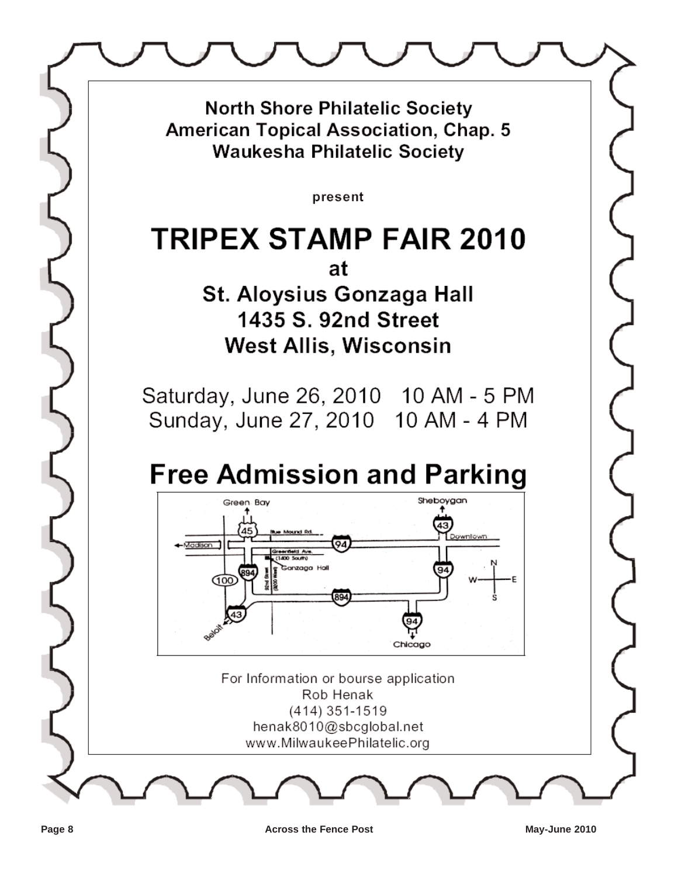**North Shore Philatelic Society**
**American Topical Association, Chap. 5**
**Waukesha Philatelic Society**

present

# TRIPEX STAMP FAIR 2010

**at**

## St. Aloysius Gonzaga Hall
## 1435 S. 92nd Street
## West Allis, Wisconsin

Saturday, June 26, 2010 10 AM - 5 PM
Sunday, June 27, 2010 10 AM - 4 PM

# Free Admission and Parking

Green Bay
Sheboygan
45
43
Blue Mound Rd.
Downtown
Madison
94
Greenfield Ave. (1400 South)
Gonzaga Hall
894
92nd Street (9200 West)
94
100
N
W
E
S
894
43
94
Beloit
Chicago

For Information or bourse application
Rob Henak
(414) 351-1519
henak8010@sbcglobal.net
www.MilwaukeePhilatelic.org